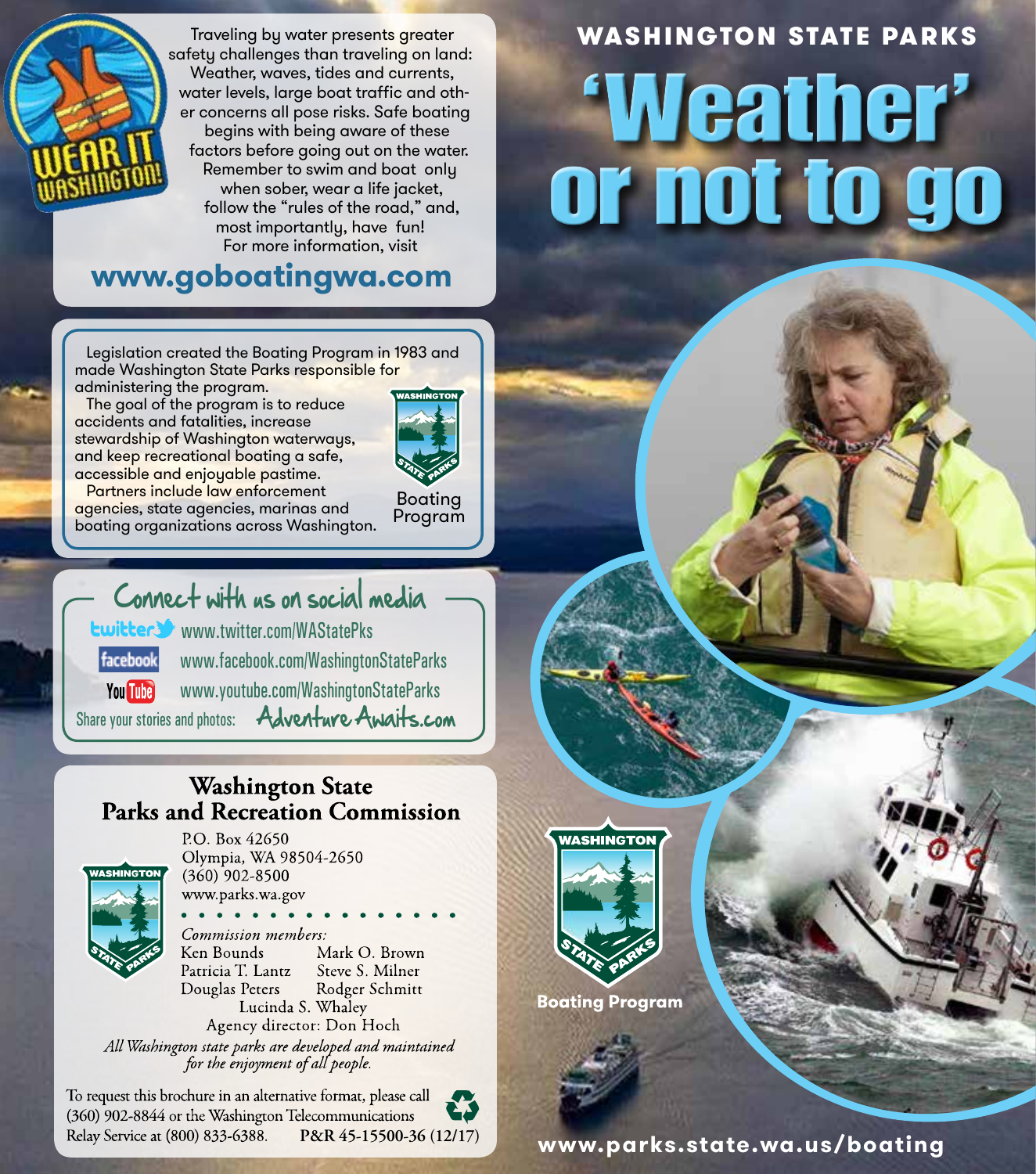# WASHINGTON STATE PARKS

# 'Weather' or not to go

WEAR IT WASHINGTON!

Traveling by water presents greater safety challenges than traveling on land: Weather, waves, tides and currents, water levels, large boat traffic and other concerns all pose risks. Safe boating begins with being aware of these factors before going out on the water. Remember to swim and boat only when sober, wear a life jacket, follow the "rules of the road," and, most importantly, have fun! For more information, visit

**www.goboatingwa.com**

Legislation created the Boating Program in 1983 and made Washington State Parks responsible for administering the program.

The goal of the program is to reduce accidents and fatalities, increase stewardship of Washington waterways, and keep recreational boating a safe, accessible and enjoyable pastime.

Partners include law enforcement agencies, state agencies, marinas and boating organizations across Washington.

Boating Program

## Connect with us on social media

- twitter: www.twitter.com/WAStatePks
- facebook: www.facebook.com/WashingtonStateParks
- YouTube: www.youtube.com/WashingtonStateParks

Share your stories and photos: **AdventureAwaits.com**

## Washington State Parks and Recreation Commission

P.O. Box 42650
Olympia, WA 98504-2650
(360) 902-8500
www.parks.wa.gov

*Commission members:*
Ken Bounds, Mark O. Brown, Patricia T. Lantz, Steve S. Milner, Douglas Peters, Rodger Schmitt, Lucinda S. Whaley

Agency director: Don Hoch

*All Washington state parks are developed and maintained for the enjoyment of all people.*

To request this brochure in an alternative format, please call (360) 902-8844 or the Washington Telecommunications Relay Service at (800) 833-6388. P&R 45-15500-36 (12/17)

Boating Program

**www.parks.state.wa.us/boating**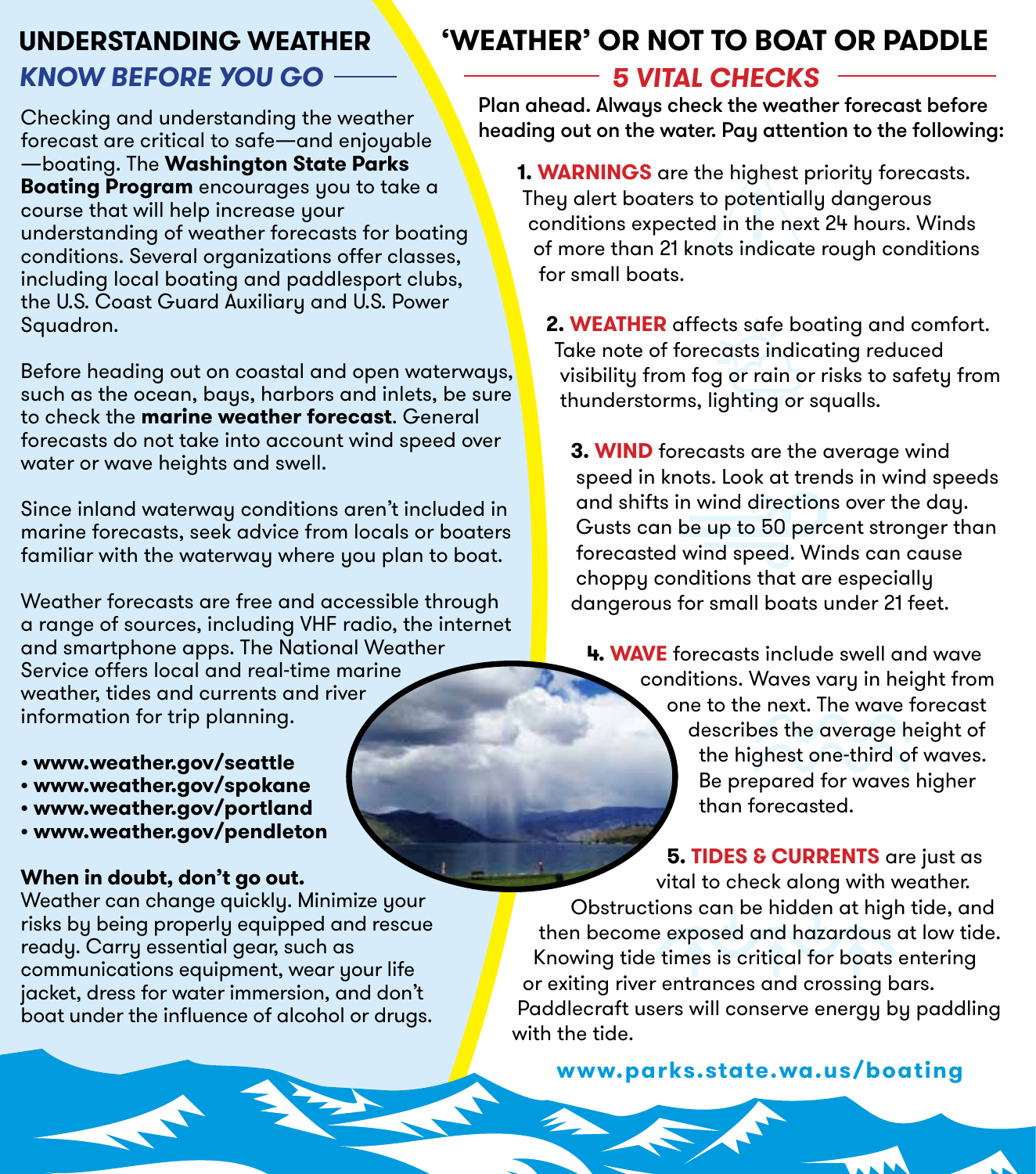## UNDERSTANDING WEATHER

### *KNOW BEFORE YOU GO*

Checking and understanding the weather forecast are critical to safe—and enjoyable—boating. The **Washington State Parks Boating Program** encourages you to take a course that will help increase your understanding of weather forecasts for boating conditions. Several organizations offer classes, including local boating and paddlesport clubs, the U.S. Coast Guard Auxiliary and U.S. Power Squadron.

Before heading out on coastal and open waterways, such as the ocean, bays, harbors and inlets, be sure to check the **marine weather forecast**. General forecasts do not take into account wind speed over water or wave heights and swell.

Since inland waterway conditions aren't included in marine forecasts, seek advice from locals or boaters familiar with the waterway where you plan to boat.

Weather forecasts are free and accessible through a range of sources, including VHF radio, the internet and smartphone apps. The National Weather Service offers local and real-time marine weather, tides and currents and river information for trip planning.

- **www.weather.gov/seattle**
- **www.weather.gov/spokane**
- **www.weather.gov/portland**
- **www.weather.gov/pendleton**

**When in doubt, don't go out.**
Weather can change quickly. Minimize your risks by being properly equipped and rescue ready. Carry essential gear, such as communications equipment, wear your life jacket, dress for water immersion, and don't boat under the influence of alcohol or drugs.

## 'WEATHER' OR NOT TO BOAT OR PADDLE

### *5 VITAL CHECKS*

**Plan ahead. Always check the weather forecast before heading out on the water. Pay attention to the following:**

**1. WARNINGS** are the highest priority forecasts. They alert boaters to potentially dangerous conditions expected in the next 24 hours. Winds of more than 21 knots indicate rough conditions for small boats.

**2. WEATHER** affects safe boating and comfort. Take note of forecasts indicating reduced visibility from fog or rain or risks to safety from thunderstorms, lighting or squalls.

**3. WIND** forecasts are the average wind speed in knots. Look at trends in wind speeds and shifts in wind directions over the day. Gusts can be up to 50 percent stronger than forecasted wind speed. Winds can cause choppy conditions that are especially dangerous for small boats under 21 feet.

**4. WAVE** forecasts include swell and wave conditions. Waves vary in height from one to the next. The wave forecast describes the average height of the highest one-third of waves. Be prepared for waves higher than forecasted.

**5. TIDES & CURRENTS** are just as vital to check along with weather. Obstructions can be hidden at high tide, and then become exposed and hazardous at low tide. Knowing tide times is critical for boats entering or exiting river entrances and crossing bars. Paddlecraft users will conserve energy by paddling with the tide.

**www.parks.state.wa.us/boating**